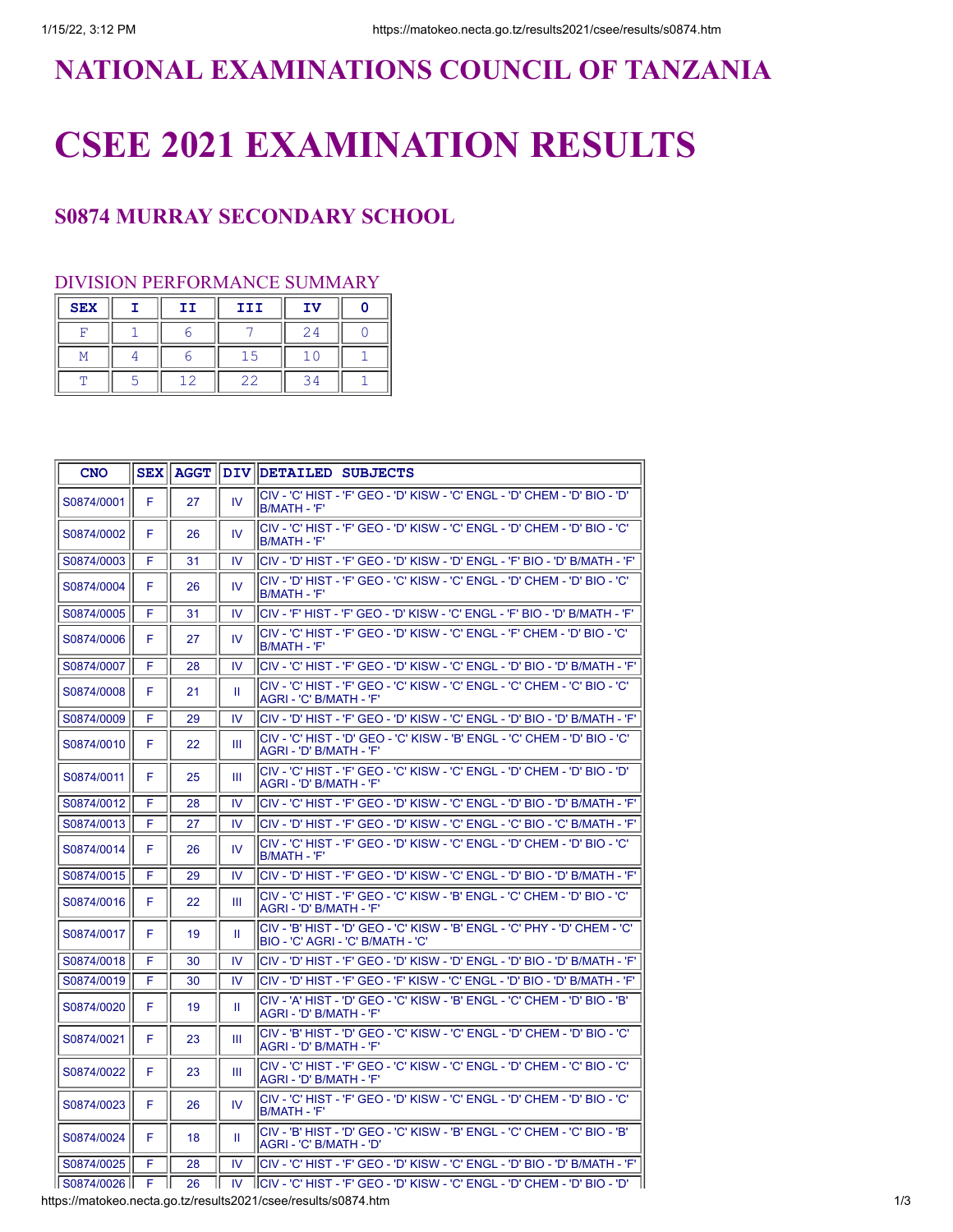# NATIONAL EXAMINATIONS COUNCIL OF TANZANIA

# CSEE 2021 EXAMINATION RESULTS

## S0874 MURRAY SECONDARY SCHOOL

### DIVISION PERFORMANCE SUMMARY

| SEX | I | II | III | IV | 0 |
|---|---|---|---|---|---|
| F | 1 | 6 | 7 | 24 | 0 |
| M | 4 | 6 | 15 | 10 | 1 |
| T | 5 | 12 | 22 | 34 | 1 |

| CNO | SEX | AGGT | DIV | DETAILED SUBJECTS |
|---|---|---|---|---|
| S0874/0001 | F | 27 | IV | CIV - 'C' HIST - 'F' GEO - 'D' KISW - 'C' ENGL - 'D' CHEM - 'D' BIO - 'D' B/MATH - 'F' |
| S0874/0002 | F | 26 | IV | CIV - 'C' HIST - 'F' GEO - 'D' KISW - 'C' ENGL - 'D' CHEM - 'D' BIO - 'C' B/MATH - 'F' |
| S0874/0003 | F | 31 | IV | CIV - 'D' HIST - 'F' GEO - 'D' KISW - 'D' ENGL - 'F' BIO - 'D' B/MATH - 'F' |
| S0874/0004 | F | 26 | IV | CIV - 'D' HIST - 'F' GEO - 'C' KISW - 'C' ENGL - 'D' CHEM - 'D' BIO - 'C' B/MATH - 'F' |
| S0874/0005 | F | 31 | IV | CIV - 'F' HIST - 'F' GEO - 'D' KISW - 'C' ENGL - 'F' BIO - 'D' B/MATH - 'F' |
| S0874/0006 | F | 27 | IV | CIV - 'C' HIST - 'F' GEO - 'D' KISW - 'C' ENGL - 'F' CHEM - 'D' BIO - 'C' B/MATH - 'F' |
| S0874/0007 | F | 28 | IV | CIV - 'C' HIST - 'F' GEO - 'D' KISW - 'C' ENGL - 'D' BIO - 'D' B/MATH - 'F' |
| S0874/0008 | F | 21 | II | CIV - 'C' HIST - 'F' GEO - 'C' KISW - 'C' ENGL - 'C' CHEM - 'C' BIO - 'C' AGRI - 'C' B/MATH - 'F' |
| S0874/0009 | F | 29 | IV | CIV - 'D' HIST - 'F' GEO - 'D' KISW - 'C' ENGL - 'D' BIO - 'D' B/MATH - 'F' |
| S0874/0010 | F | 22 | III | CIV - 'C' HIST - 'D' GEO - 'C' KISW - 'B' ENGL - 'C' CHEM - 'D' BIO - 'C' AGRI - 'D' B/MATH - 'F' |
| S0874/0011 | F | 25 | III | CIV - 'C' HIST - 'F' GEO - 'C' KISW - 'C' ENGL - 'D' CHEM - 'D' BIO - 'D' AGRI - 'D' B/MATH - 'F' |
| S0874/0012 | F | 28 | IV | CIV - 'C' HIST - 'F' GEO - 'D' KISW - 'C' ENGL - 'D' BIO - 'D' B/MATH - 'F' |
| S0874/0013 | F | 27 | IV | CIV - 'D' HIST - 'F' GEO - 'D' KISW - 'C' ENGL - 'C' BIO - 'C' B/MATH - 'F' |
| S0874/0014 | F | 26 | IV | CIV - 'C' HIST - 'F' GEO - 'D' KISW - 'C' ENGL - 'D' CHEM - 'D' BIO - 'C' B/MATH - 'F' |
| S0874/0015 | F | 29 | IV | CIV - 'D' HIST - 'F' GEO - 'D' KISW - 'C' ENGL - 'D' BIO - 'D' B/MATH - 'F' |
| S0874/0016 | F | 22 | III | CIV - 'C' HIST - 'F' GEO - 'C' KISW - 'B' ENGL - 'C' CHEM - 'D' BIO - 'C' AGRI - 'D' B/MATH - 'F' |
| S0874/0017 | F | 19 | II | CIV - 'B' HIST - 'D' GEO - 'C' KISW - 'B' ENGL - 'C' PHY - 'D' CHEM - 'C' BIO - 'C' AGRI - 'C' B/MATH - 'C' |
| S0874/0018 | F | 30 | IV | CIV - 'D' HIST - 'F' GEO - 'D' KISW - 'D' ENGL - 'D' BIO - 'D' B/MATH - 'F' |
| S0874/0019 | F | 30 | IV | CIV - 'D' HIST - 'F' GEO - 'F' KISW - 'C' ENGL - 'D' BIO - 'D' B/MATH - 'F' |
| S0874/0020 | F | 19 | II | CIV - 'A' HIST - 'D' GEO - 'C' KISW - 'B' ENGL - 'C' CHEM - 'D' BIO - 'B' AGRI - 'D' B/MATH - 'F' |
| S0874/0021 | F | 23 | III | CIV - 'B' HIST - 'D' GEO - 'C' KISW - 'C' ENGL - 'D' CHEM - 'D' BIO - 'C' AGRI - 'D' B/MATH - 'F' |
| S0874/0022 | F | 23 | III | CIV - 'C' HIST - 'F' GEO - 'C' KISW - 'C' ENGL - 'D' CHEM - 'C' BIO - 'C' AGRI - 'D' B/MATH - 'F' |
| S0874/0023 | F | 26 | IV | CIV - 'C' HIST - 'F' GEO - 'D' KISW - 'C' ENGL - 'D' CHEM - 'D' BIO - 'C' B/MATH - 'F' |
| S0874/0024 | F | 18 | II | CIV - 'B' HIST - 'D' GEO - 'C' KISW - 'B' ENGL - 'C' CHEM - 'C' BIO - 'B' AGRI - 'C' B/MATH - 'D' |
| S0874/0025 | F | 28 | IV | CIV - 'C' HIST - 'F' GEO - 'D' KISW - 'C' ENGL - 'D' BIO - 'D' B/MATH - 'F' |
| S0874/0026 | F | 26 | IV | CIV - 'C' HIST - 'F' GEO - 'D' KISW - 'C' ENGL - 'D' CHEM - 'D' BIO - 'D' |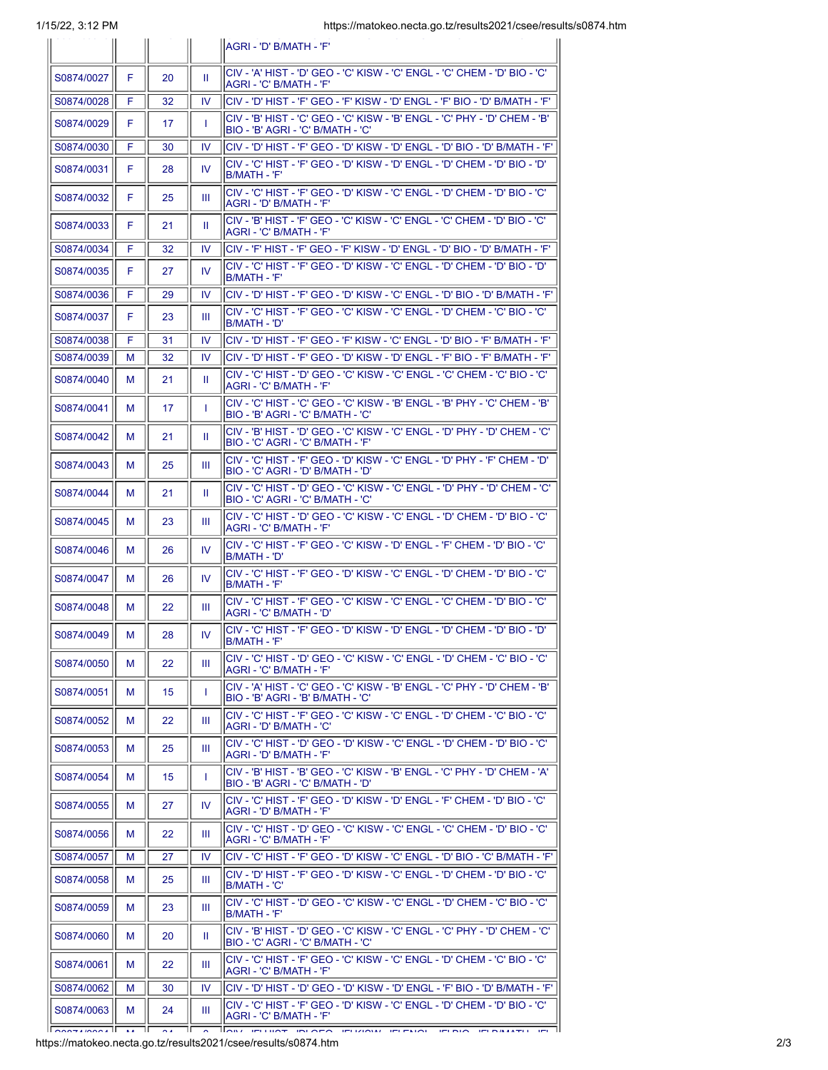| | | | | AGRI - 'D' B/MATH - 'F' |
|---|---|---|---|---|
| S0874/0027 | F | 20 | II | CIV - 'A' HIST - 'D' GEO - 'C' KISW - 'C' ENGL - 'C' CHEM - 'D' BIO - 'C' AGRI - 'C' B/MATH - 'F' |
| S0874/0028 | F | 32 | IV | CIV - 'D' HIST - 'F' GEO - 'F' KISW - 'D' ENGL - 'F' BIO - 'D' B/MATH - 'F' |
| S0874/0029 | F | 17 | I | CIV - 'B' HIST - 'C' GEO - 'C' KISW - 'B' ENGL - 'C' PHY - 'D' CHEM - 'B' BIO - 'B' AGRI - 'C' B/MATH - 'C' |
| S0874/0030 | F | 30 | IV | CIV - 'D' HIST - 'F' GEO - 'D' KISW - 'D' ENGL - 'D' BIO - 'D' B/MATH - 'F' |
| S0874/0031 | F | 28 | IV | CIV - 'C' HIST - 'F' GEO - 'D' KISW - 'D' ENGL - 'D' CHEM - 'D' BIO - 'D' B/MATH - 'F' |
| S0874/0032 | F | 25 | III | CIV - 'C' HIST - 'F' GEO - 'D' KISW - 'C' ENGL - 'D' CHEM - 'D' BIO - 'C' AGRI - 'D' B/MATH - 'F' |
| S0874/0033 | F | 21 | II | CIV - 'B' HIST - 'F' GEO - 'C' KISW - 'C' ENGL - 'C' CHEM - 'D' BIO - 'C' AGRI - 'C' B/MATH - 'F' |
| S0874/0034 | F | 32 | IV | CIV - 'F' HIST - 'F' GEO - 'F' KISW - 'D' ENGL - 'D' BIO - 'D' B/MATH - 'F' |
| S0874/0035 | F | 27 | IV | CIV - 'C' HIST - 'F' GEO - 'D' KISW - 'C' ENGL - 'D' CHEM - 'D' BIO - 'D' B/MATH - 'F' |
| S0874/0036 | F | 29 | IV | CIV - 'D' HIST - 'F' GEO - 'D' KISW - 'C' ENGL - 'D' BIO - 'D' B/MATH - 'F' |
| S0874/0037 | F | 23 | III | CIV - 'C' HIST - 'F' GEO - 'C' KISW - 'C' ENGL - 'D' CHEM - 'C' BIO - 'C' B/MATH - 'D' |
| S0874/0038 | F | 31 | IV | CIV - 'D' HIST - 'F' GEO - 'F' KISW - 'C' ENGL - 'D' BIO - 'F' B/MATH - 'F' |
| S0874/0039 | M | 32 | IV | CIV - 'D' HIST - 'F' GEO - 'D' KISW - 'D' ENGL - 'F' BIO - 'F' B/MATH - 'F' |
| S0874/0040 | M | 21 | II | CIV - 'C' HIST - 'D' GEO - 'C' KISW - 'C' ENGL - 'C' CHEM - 'C' BIO - 'C' AGRI - 'C' B/MATH - 'F' |
| S0874/0041 | M | 17 | I | CIV - 'C' HIST - 'C' GEO - 'C' KISW - 'B' ENGL - 'B' PHY - 'C' CHEM - 'B' BIO - 'B' AGRI - 'C' B/MATH - 'C' |
| S0874/0042 | M | 21 | II | CIV - 'B' HIST - 'D' GEO - 'C' KISW - 'C' ENGL - 'D' PHY - 'D' CHEM - 'C' BIO - 'C' AGRI - 'C' B/MATH - 'F' |
| S0874/0043 | M | 25 | III | CIV - 'C' HIST - 'F' GEO - 'D' KISW - 'C' ENGL - 'D' PHY - 'F' CHEM - 'D' BIO - 'C' AGRI - 'D' B/MATH - 'D' |
| S0874/0044 | M | 21 | II | CIV - 'C' HIST - 'D' GEO - 'C' KISW - 'C' ENGL - 'D' PHY - 'D' CHEM - 'C' BIO - 'C' AGRI - 'C' B/MATH - 'C' |
| S0874/0045 | M | 23 | III | CIV - 'C' HIST - 'D' GEO - 'C' KISW - 'C' ENGL - 'D' CHEM - 'D' BIO - 'C' AGRI - 'C' B/MATH - 'F' |
| S0874/0046 | M | 26 | IV | CIV - 'C' HIST - 'F' GEO - 'C' KISW - 'D' ENGL - 'F' CHEM - 'D' BIO - 'C' B/MATH - 'D' |
| S0874/0047 | M | 26 | IV | CIV - 'C' HIST - 'F' GEO - 'D' KISW - 'C' ENGL - 'D' CHEM - 'D' BIO - 'C' B/MATH - 'F' |
| S0874/0048 | M | 22 | III | CIV - 'C' HIST - 'F' GEO - 'C' KISW - 'C' ENGL - 'C' CHEM - 'D' BIO - 'C' AGRI - 'C' B/MATH - 'D' |
| S0874/0049 | M | 28 | IV | CIV - 'C' HIST - 'F' GEO - 'D' KISW - 'D' ENGL - 'D' CHEM - 'D' BIO - 'D' B/MATH - 'F' |
| S0874/0050 | M | 22 | III | CIV - 'C' HIST - 'D' GEO - 'C' KISW - 'C' ENGL - 'D' CHEM - 'C' BIO - 'C' AGRI - 'C' B/MATH - 'F' |
| S0874/0051 | M | 15 | I | CIV - 'A' HIST - 'C' GEO - 'C' KISW - 'B' ENGL - 'C' PHY - 'D' CHEM - 'B' BIO - 'B' AGRI - 'B' B/MATH - 'C' |
| S0874/0052 | M | 22 | III | CIV - 'C' HIST - 'F' GEO - 'C' KISW - 'C' ENGL - 'D' CHEM - 'C' BIO - 'C' AGRI - 'D' B/MATH - 'C' |
| S0874/0053 | M | 25 | III | CIV - 'C' HIST - 'D' GEO - 'D' KISW - 'C' ENGL - 'D' CHEM - 'D' BIO - 'C' AGRI - 'D' B/MATH - 'F' |
| S0874/0054 | M | 15 | I | CIV - 'B' HIST - 'B' GEO - 'C' KISW - 'B' ENGL - 'C' PHY - 'D' CHEM - 'A' BIO - 'B' AGRI - 'C' B/MATH - 'D' |
| S0874/0055 | M | 27 | IV | CIV - 'C' HIST - 'F' GEO - 'D' KISW - 'D' ENGL - 'F' CHEM - 'D' BIO - 'C' AGRI - 'D' B/MATH - 'F' |
| S0874/0056 | M | 22 | III | CIV - 'C' HIST - 'D' GEO - 'C' KISW - 'C' ENGL - 'C' CHEM - 'D' BIO - 'C' AGRI - 'C' B/MATH - 'F' |
| S0874/0057 | M | 27 | IV | CIV - 'C' HIST - 'F' GEO - 'D' KISW - 'C' ENGL - 'D' BIO - 'C' B/MATH - 'F' |
| S0874/0058 | M | 25 | III | CIV - 'D' HIST - 'F' GEO - 'D' KISW - 'C' ENGL - 'D' CHEM - 'D' BIO - 'C' B/MATH - 'C' |
| S0874/0059 | M | 23 | III | CIV - 'C' HIST - 'D' GEO - 'C' KISW - 'C' ENGL - 'D' CHEM - 'C' BIO - 'C' B/MATH - 'F' |
| S0874/0060 | M | 20 | II | CIV - 'B' HIST - 'D' GEO - 'C' KISW - 'C' ENGL - 'C' PHY - 'D' CHEM - 'C' BIO - 'C' AGRI - 'C' B/MATH - 'C' |
| S0874/0061 | M | 22 | III | CIV - 'C' HIST - 'F' GEO - 'C' KISW - 'C' ENGL - 'D' CHEM - 'C' BIO - 'C' AGRI - 'C' B/MATH - 'F' |
| S0874/0062 | M | 30 | IV | CIV - 'D' HIST - 'D' GEO - 'D' KISW - 'D' ENGL - 'F' BIO - 'D' B/MATH - 'F' |
| S0874/0063 | M | 24 | III | CIV - 'C' HIST - 'F' GEO - 'D' KISW - 'C' ENGL - 'D' CHEM - 'D' BIO - 'C' AGRI - 'C' B/MATH - 'F' |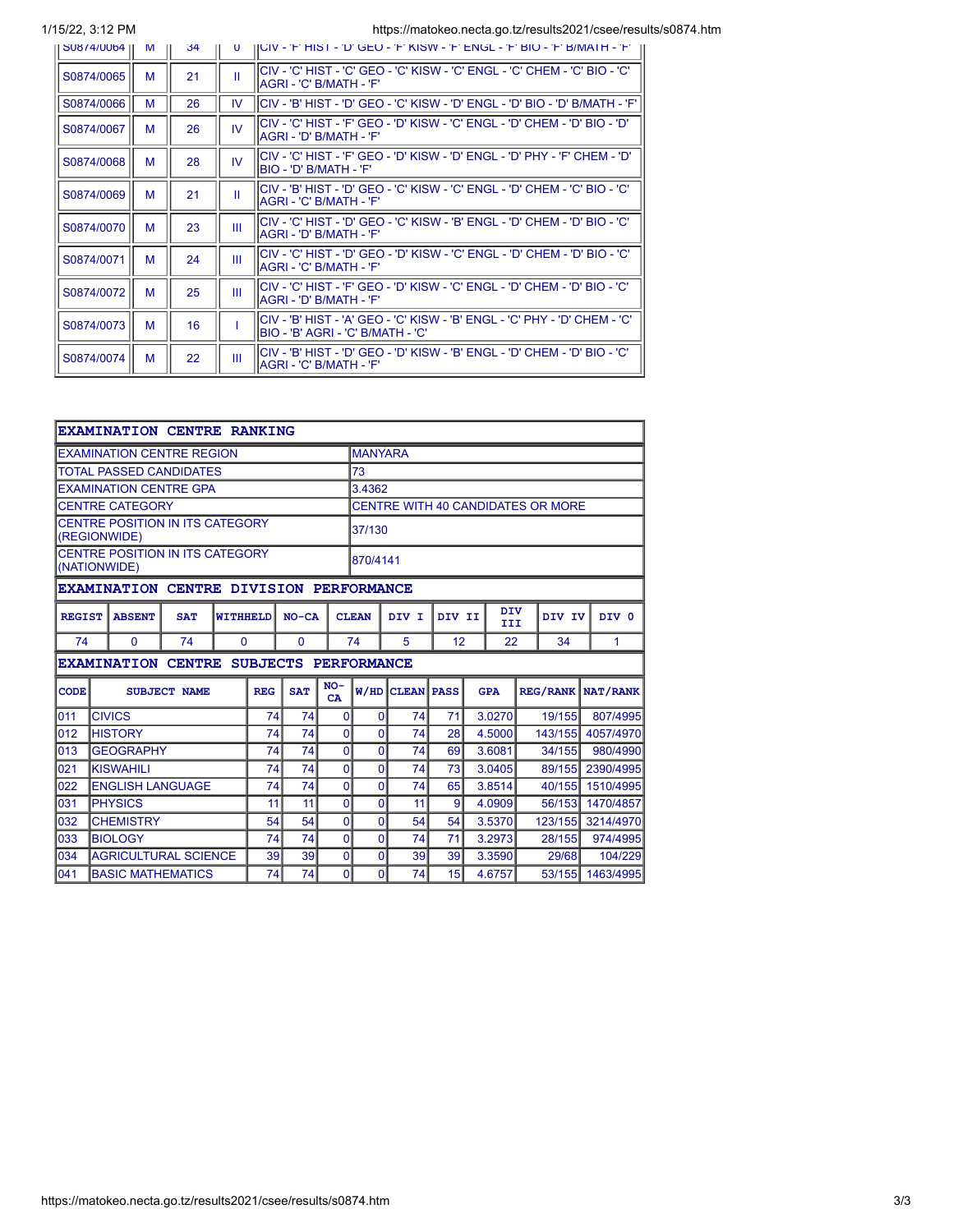| | | | | |
|---|---|---|---|---|
| S0874/0064 | M | 34 | 0 | CIV - 'F' HIST - 'D' GEO - 'F' KISW - 'F' ENGL - 'F' BIO - 'F' B/MATH - 'F' |
| S0874/0065 | M | 21 | II | CIV - 'C' HIST - 'C' GEO - 'C' KISW - 'C' ENGL - 'C' CHEM - 'C' BIO - 'C' AGRI - 'C' B/MATH - 'F' |
| S0874/0066 | M | 26 | IV | CIV - 'B' HIST - 'D' GEO - 'C' KISW - 'D' ENGL - 'D' BIO - 'D' B/MATH - 'F' |
| S0874/0067 | M | 26 | IV | CIV - 'C' HIST - 'F' GEO - 'D' KISW - 'C' ENGL - 'D' CHEM - 'D' BIO - 'D' AGRI - 'D' B/MATH - 'F' |
| S0874/0068 | M | 28 | IV | CIV - 'C' HIST - 'F' GEO - 'D' KISW - 'D' ENGL - 'D' PHY - 'F' CHEM - 'D' BIO - 'D' B/MATH - 'F' |
| S0874/0069 | M | 21 | II | CIV - 'B' HIST - 'D' GEO - 'C' KISW - 'C' ENGL - 'D' CHEM - 'C' BIO - 'C' AGRI - 'C' B/MATH - 'F' |
| S0874/0070 | M | 23 | III | CIV - 'C' HIST - 'D' GEO - 'C' KISW - 'B' ENGL - 'D' CHEM - 'D' BIO - 'C' AGRI - 'D' B/MATH - 'F' |
| S0874/0071 | M | 24 | III | CIV - 'C' HIST - 'D' GEO - 'D' KISW - 'C' ENGL - 'D' CHEM - 'D' BIO - 'C' AGRI - 'C' B/MATH - 'F' |
| S0874/0072 | M | 25 | III | CIV - 'C' HIST - 'F' GEO - 'D' KISW - 'C' ENGL - 'D' CHEM - 'D' BIO - 'C' AGRI - 'D' B/MATH - 'F' |
| S0874/0073 | M | 16 | I | CIV - 'B' HIST - 'A' GEO - 'C' KISW - 'B' ENGL - 'C' PHY - 'D' CHEM - 'C' BIO - 'B' AGRI - 'C' B/MATH - 'C' |
| S0874/0074 | M | 22 | III | CIV - 'B' HIST - 'D' GEO - 'D' KISW - 'B' ENGL - 'D' CHEM - 'D' BIO - 'C' AGRI - 'C' B/MATH - 'F' |

## EXAMINATION CENTRE RANKING

| | |
|---|---|
| EXAMINATION CENTRE REGION | MANYARA |
| TOTAL PASSED CANDIDATES | 73 |
| EXAMINATION CENTRE GPA | 3.4362 |
| CENTRE CATEGORY | CENTRE WITH 40 CANDIDATES OR MORE |
| CENTRE POSITION IN ITS CATEGORY (REGIONWIDE) | 37/130 |
| CENTRE POSITION IN ITS CATEGORY (NATIONWIDE) | 870/4141 |

## EXAMINATION CENTRE DIVISION PERFORMANCE

| REGIST | ABSENT | SAT | WITHHELD | NO-CA | CLEAN | DIV I | DIV II | DIV III | DIV IV | DIV 0 |
|---|---|---|---|---|---|---|---|---|---|---|
| 74 | 0 | 74 | 0 | 0 | 74 | 5 | 12 | 22 | 34 | 1 |

## EXAMINATION CENTRE SUBJECTS PERFORMANCE

| CODE | SUBJECT NAME | REG | SAT | NO-CA | W/HD | CLEAN | PASS | GPA | REG/RANK | NAT/RANK |
|---|---|---|---|---|---|---|---|---|---|---|
| 011 | CIVICS | 74 | 74 | 0 | 0 | 74 | 71 | 3.0270 | 19/155 | 807/4995 |
| 012 | HISTORY | 74 | 74 | 0 | 0 | 74 | 28 | 4.5000 | 143/155 | 4057/4970 |
| 013 | GEOGRAPHY | 74 | 74 | 0 | 0 | 74 | 69 | 3.6081 | 34/155 | 980/4990 |
| 021 | KISWAHILI | 74 | 74 | 0 | 0 | 74 | 73 | 3.0405 | 89/155 | 2390/4995 |
| 022 | ENGLISH LANGUAGE | 74 | 74 | 0 | 0 | 74 | 65 | 3.8514 | 40/155 | 1510/4995 |
| 031 | PHYSICS | 11 | 11 | 0 | 0 | 11 | 9 | 4.0909 | 56/153 | 1470/4857 |
| 032 | CHEMISTRY | 54 | 54 | 0 | 0 | 54 | 54 | 3.5370 | 123/155 | 3214/4970 |
| 033 | BIOLOGY | 74 | 74 | 0 | 0 | 74 | 71 | 3.2973 | 28/155 | 974/4995 |
| 034 | AGRICULTURAL SCIENCE | 39 | 39 | 0 | 0 | 39 | 39 | 3.3590 | 29/68 | 104/229 |
| 041 | BASIC MATHEMATICS | 74 | 74 | 0 | 0 | 74 | 15 | 4.6757 | 53/155 | 1463/4995 |